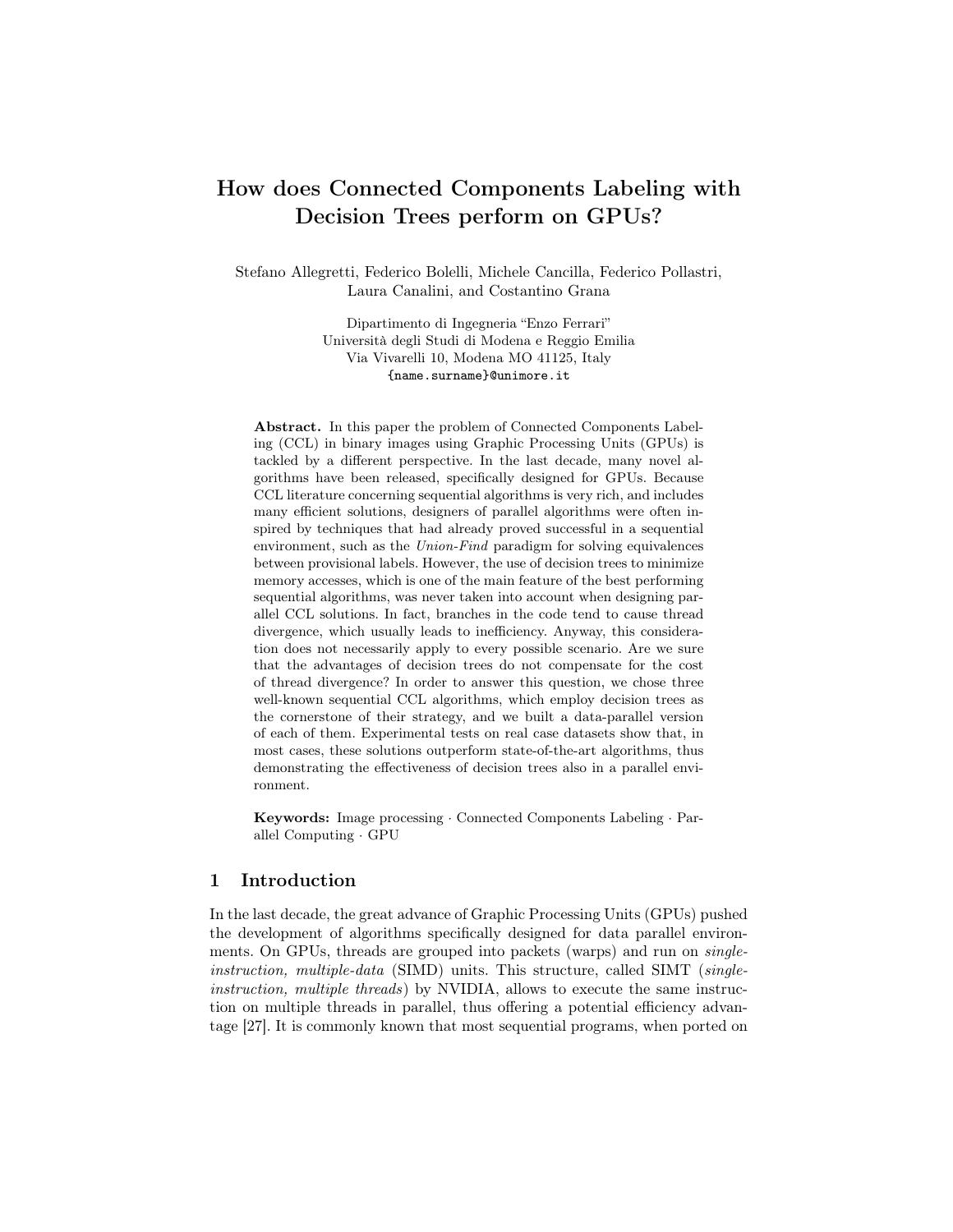# How does Connected Components Labeling with Decision Trees perform on GPUs?

Stefano Allegretti, Federico Bolelli, Michele Cancilla, Federico Pollastri, Laura Canalini, and Costantino Grana

Dipartimento di Ingegneria "Enzo Ferrari"
Università degli Studi di Modena e Reggio Emilia
Via Vivarelli 10, Modena MO 41125, Italy
{name.surname}@unimore.it

**Abstract.** In this paper the problem of Connected Components Labeling (CCL) in binary images using Graphic Processing Units (GPUs) is tackled by a different perspective. In the last decade, many novel algorithms have been released, specifically designed for GPUs. Because CCL literature concerning sequential algorithms is very rich, and includes many efficient solutions, designers of parallel algorithms were often inspired by techniques that had already proved successful in a sequential environment, such as the *Union-Find* paradigm for solving equivalences between provisional labels. However, the use of decision trees to minimize memory accesses, which is one of the main feature of the best performing sequential algorithms, was never taken into account when designing parallel CCL solutions. In fact, branches in the code tend to cause thread divergence, which usually leads to inefficiency. Anyway, this consideration does not necessarily apply to every possible scenario. Are we sure that the advantages of decision trees do not compensate for the cost of thread divergence? In order to answer this question, we chose three well-known sequential CCL algorithms, which employ decision trees as the cornerstone of their strategy, and we built a data-parallel version of each of them. Experimental tests on real case datasets show that, in most cases, these solutions outperform state-of-the-art algorithms, thus demonstrating the effectiveness of decision trees also in a parallel environment.

**Keywords:** Image processing · Connected Components Labeling · Parallel Computing · GPU

## 1 Introduction

In the last decade, the great advance of Graphic Processing Units (GPUs) pushed the development of algorithms specifically designed for data parallel environments. On GPUs, threads are grouped into packets (warps) and run on *single-instruction, multiple-data* (SIMD) units. This structure, called SIMT (*single-instruction, multiple threads*) by NVIDIA, allows to execute the same instruction on multiple threads in parallel, thus offering a potential efficiency advantage [27]. It is commonly known that most sequential programs, when ported on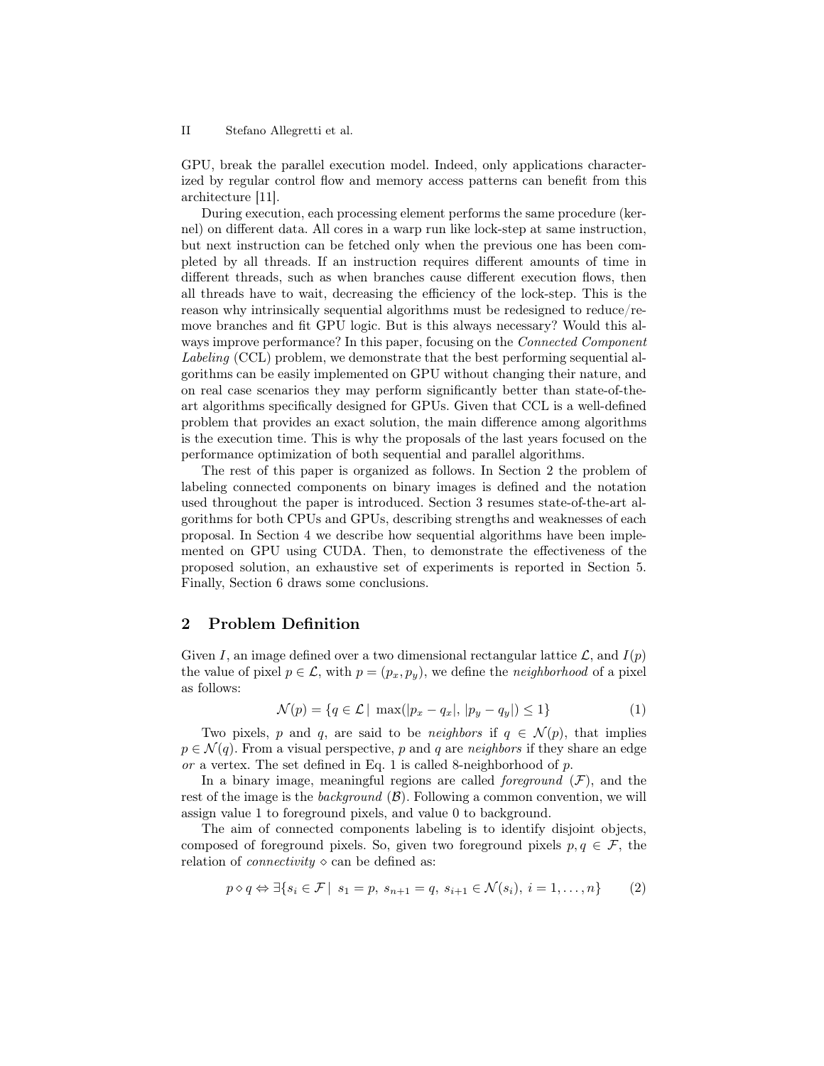GPU, break the parallel execution model. Indeed, only applications characterized by regular control flow and memory access patterns can benefit from this architecture [11].

During execution, each processing element performs the same procedure (kernel) on different data. All cores in a warp run like lock-step at same instruction, but next instruction can be fetched only when the previous one has been completed by all threads. If an instruction requires different amounts of time in different threads, such as when branches cause different execution flows, then all threads have to wait, decreasing the efficiency of the lock-step. This is the reason why intrinsically sequential algorithms must be redesigned to reduce/remove branches and fit GPU logic. But is this always necessary? Would this always improve performance? In this paper, focusing on the *Connected Component Labeling* (CCL) problem, we demonstrate that the best performing sequential algorithms can be easily implemented on GPU without changing their nature, and on real case scenarios they may perform significantly better than state-of-the-art algorithms specifically designed for GPUs. Given that CCL is a well-defined problem that provides an exact solution, the main difference among algorithms is the execution time. This is why the proposals of the last years focused on the performance optimization of both sequential and parallel algorithms.

The rest of this paper is organized as follows. In Section 2 the problem of labeling connected components on binary images is defined and the notation used throughout the paper is introduced. Section 3 resumes state-of-the-art algorithms for both CPUs and GPUs, describing strengths and weaknesses of each proposal. In Section 4 we describe how sequential algorithms have been implemented on GPU using CUDA. Then, to demonstrate the effectiveness of the proposed solution, an exhaustive set of experiments is reported in Section 5. Finally, Section 6 draws some conclusions.

## 2 Problem Definition

Given $I$, an image defined over a two dimensional rectangular lattice $\mathcal{L}$, and $I(p)$ the value of pixel $p \in \mathcal{L}$, with $p = (p_x, p_y)$, we define the *neighborhood* of a pixel as follows:

$$\mathcal{N}(p) = \{q \in \mathcal{L} \mid \max(|p_x - q_x|, |p_y - q_y|) \leq 1\} \tag{1}$$

Two pixels, $p$ and $q$, are said to be *neighbors* if $q \in \mathcal{N}(p)$, that implies $p \in \mathcal{N}(q)$. From a visual perspective, $p$ and $q$ are *neighbors* if they share an edge *or* a vertex. The set defined in Eq. 1 is called 8-neighborhood of $p$.

In a binary image, meaningful regions are called *foreground* ($\mathcal{F}$), and the rest of the image is the *background* ($\mathcal{B}$). Following a common convention, we will assign value 1 to foreground pixels, and value 0 to background.

The aim of connected components labeling is to identify disjoint objects, composed of foreground pixels. So, given two foreground pixels $p, q \in \mathcal{F}$, the relation of *connectivity* $\diamond$ can be defined as:

$$p \diamond q \Leftrightarrow \exists \{s_i \in \mathcal{F} \mid s_1 = p,\ s_{n+1} = q,\ s_{i+1} \in \mathcal{N}(s_i),\ i = 1, \dots, n\} \tag{2}$$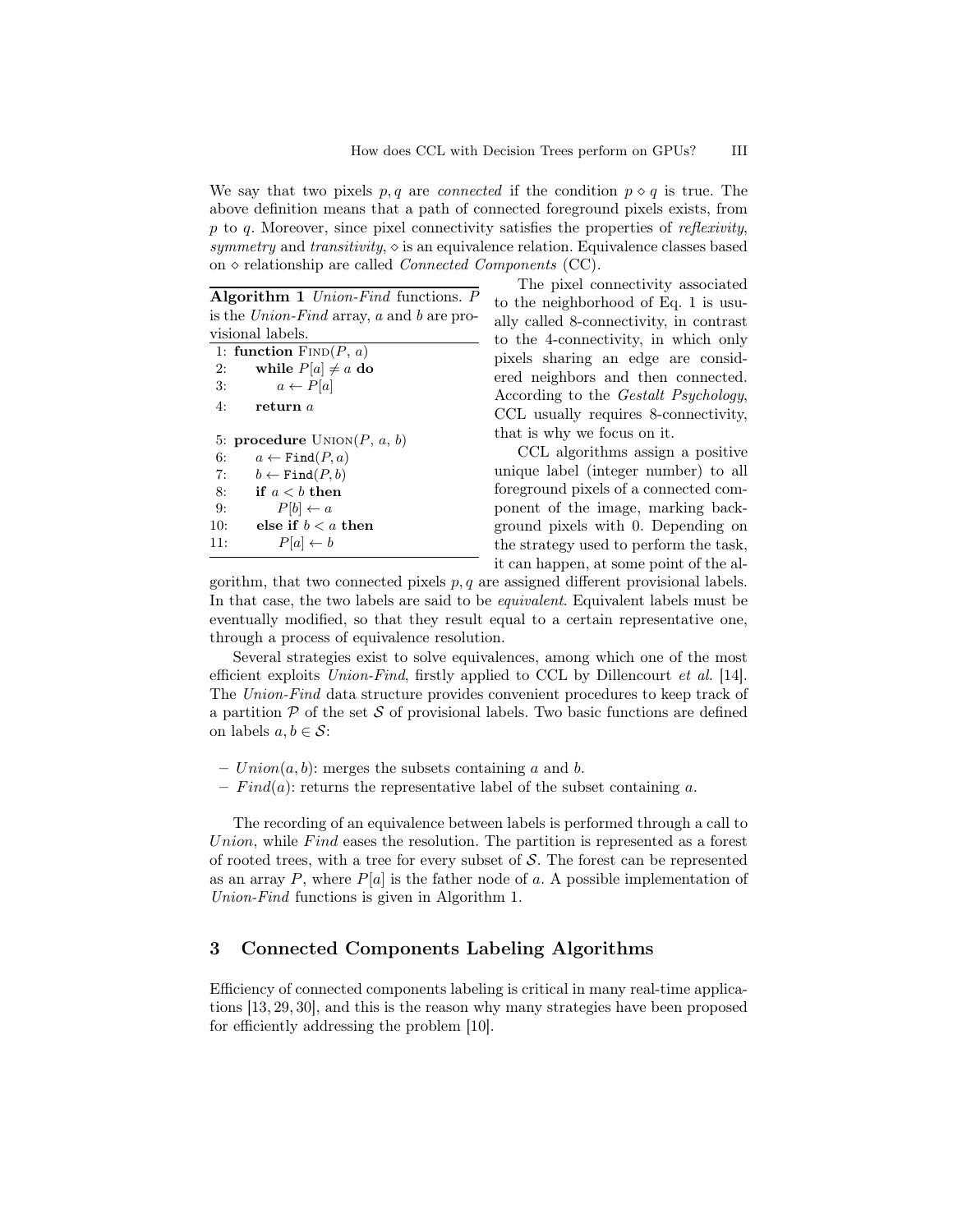We say that two pixels $p, q$ are *connected* if the condition $p \diamond q$ is true. The above definition means that a path of connected foreground pixels exists, from $p$ to $q$. Moreover, since pixel connectivity satisfies the properties of *reflexivity*, *symmetry* and *transitivity*, $\diamond$ is an equivalence relation. Equivalence classes based on $\diamond$ relationship are called *Connected Components* (CC).

The pixel connectivity associated to the neighborhood of Eq. 1 is usually called 8-connectivity, in contrast to the 4-connectivity, in which only pixels sharing an edge are considered neighbors and then connected. According to the *Gestalt Psychology*, CCL usually requires 8-connectivity, that is why we focus on it.

CCL algorithms assign a positive unique label (integer number) to all foreground pixels of a connected component of the image, marking background pixels with 0. Depending on the strategy used to perform the task, it can happen, at some point of the algorithm, that two connected pixels $p, q$ are assigned different provisional labels. In that case, the two labels are said to be *equivalent*. Equivalent labels must be eventually modified, so that they result equal to a certain representative one, through a process of equivalence resolution.

**Algorithm 1** *Union-Find* functions. $P$ is the *Union-Find* array, $a$ and $b$ are provisional labels.

```
1:  function Find(P, a)
2:      while P[a] ≠ a do
3:          a ← P[a]
4:      return a

5:  procedure Union(P, a, b)
6:      a ← Find(P, a)
7:      b ← Find(P, b)
8:      if a < b then
9:          P[b] ← a
10:     else if b < a then
11:         P[a] ← b
```

Several strategies exist to solve equivalences, among which one of the most efficient exploits *Union-Find*, firstly applied to CCL by Dillencourt *et al.* [14]. The *Union-Find* data structure provides convenient procedures to keep track of a partition $\mathcal{P}$ of the set $\mathcal{S}$ of provisional labels. Two basic functions are defined on labels $a, b \in \mathcal{S}$:

- $Union(a, b)$: merges the subsets containing $a$ and $b$.
- $Find(a)$: returns the representative label of the subset containing $a$.

The recording of an equivalence between labels is performed through a call to $Union$, while $Find$ eases the resolution. The partition is represented as a forest of rooted trees, with a tree for every subset of $\mathcal{S}$. The forest can be represented as an array $P$, where $P[a]$ is the father node of $a$. A possible implementation of *Union-Find* functions is given in Algorithm 1.

## 3 Connected Components Labeling Algorithms

Efficiency of connected components labeling is critical in many real-time applications [13, 29, 30], and this is the reason why many strategies have been proposed for efficiently addressing the problem [10].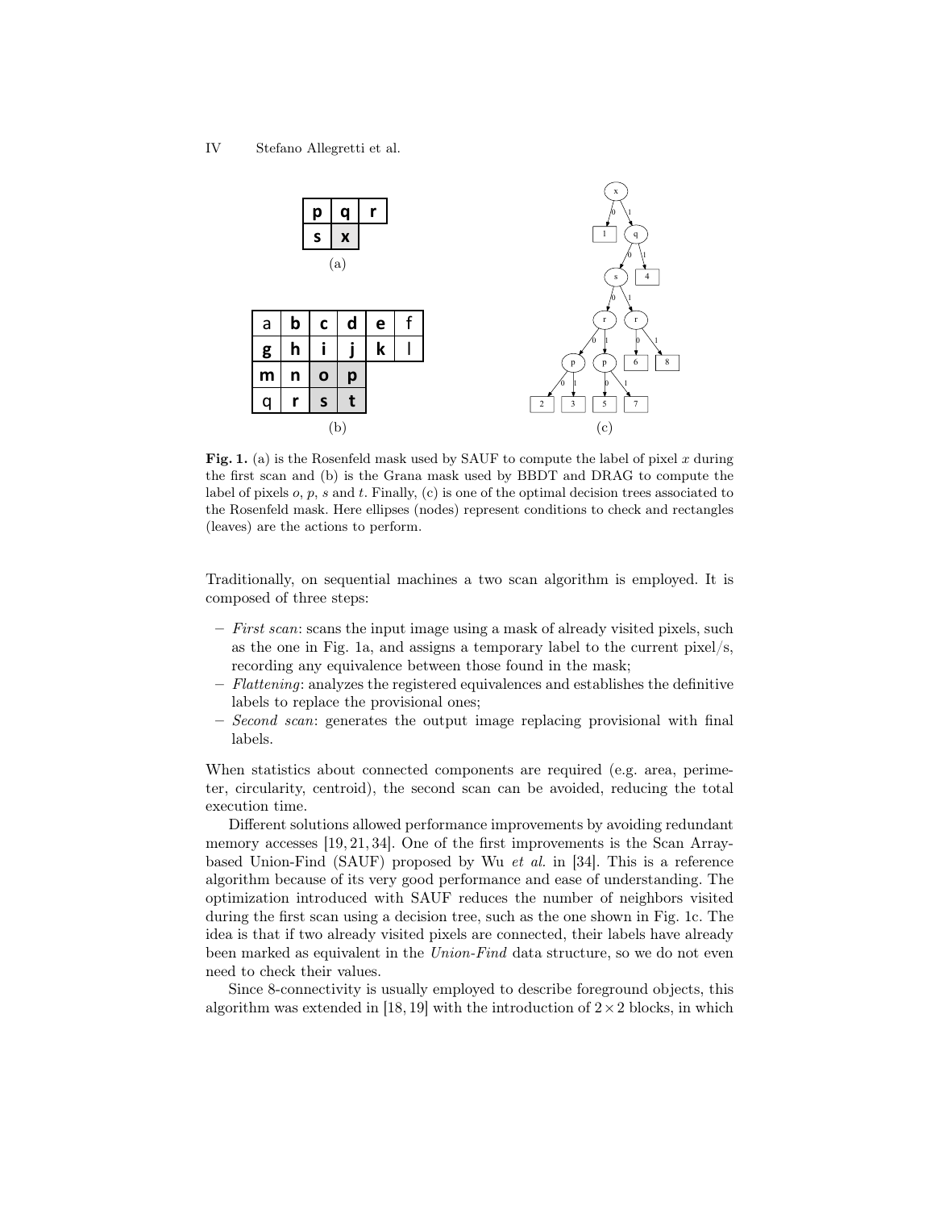Fig. 1. (a) is the Rosenfeld mask used by SAUF to compute the label of pixel $x$ during the first scan and (b) is the Grana mask used by BBDT and DRAG to compute the label of pixels $o$, $p$, $s$ and $t$. Finally, (c) is one of the optimal decision trees associated to the Rosenfeld mask. Here ellipses (nodes) represent conditions to check and rectangles (leaves) are the actions to perform.

Traditionally, on sequential machines a two scan algorithm is employed. It is composed of three steps:

- *First scan*: scans the input image using a mask of already visited pixels, such as the one in Fig. 1a, and assigns a temporary label to the current pixel/s, recording any equivalence between those found in the mask;
- *Flattening*: analyzes the registered equivalences and establishes the definitive labels to replace the provisional ones;
- *Second scan*: generates the output image replacing provisional with final labels.

When statistics about connected components are required (e.g. area, perimeter, circularity, centroid), the second scan can be avoided, reducing the total execution time.

Different solutions allowed performance improvements by avoiding redundant memory accesses [19, 21, 34]. One of the first improvements is the Scan Array-based Union-Find (SAUF) proposed by Wu *et al.* in [34]. This is a reference algorithm because of its very good performance and ease of understanding. The optimization introduced with SAUF reduces the number of neighbors visited during the first scan using a decision tree, such as the one shown in Fig. 1c. The idea is that if two already visited pixels are connected, their labels have already been marked as equivalent in the *Union-Find* data structure, so we do not even need to check their values.

Since 8-connectivity is usually employed to describe foreground objects, this algorithm was extended in [18, 19] with the introduction of $2\times2$ blocks, in which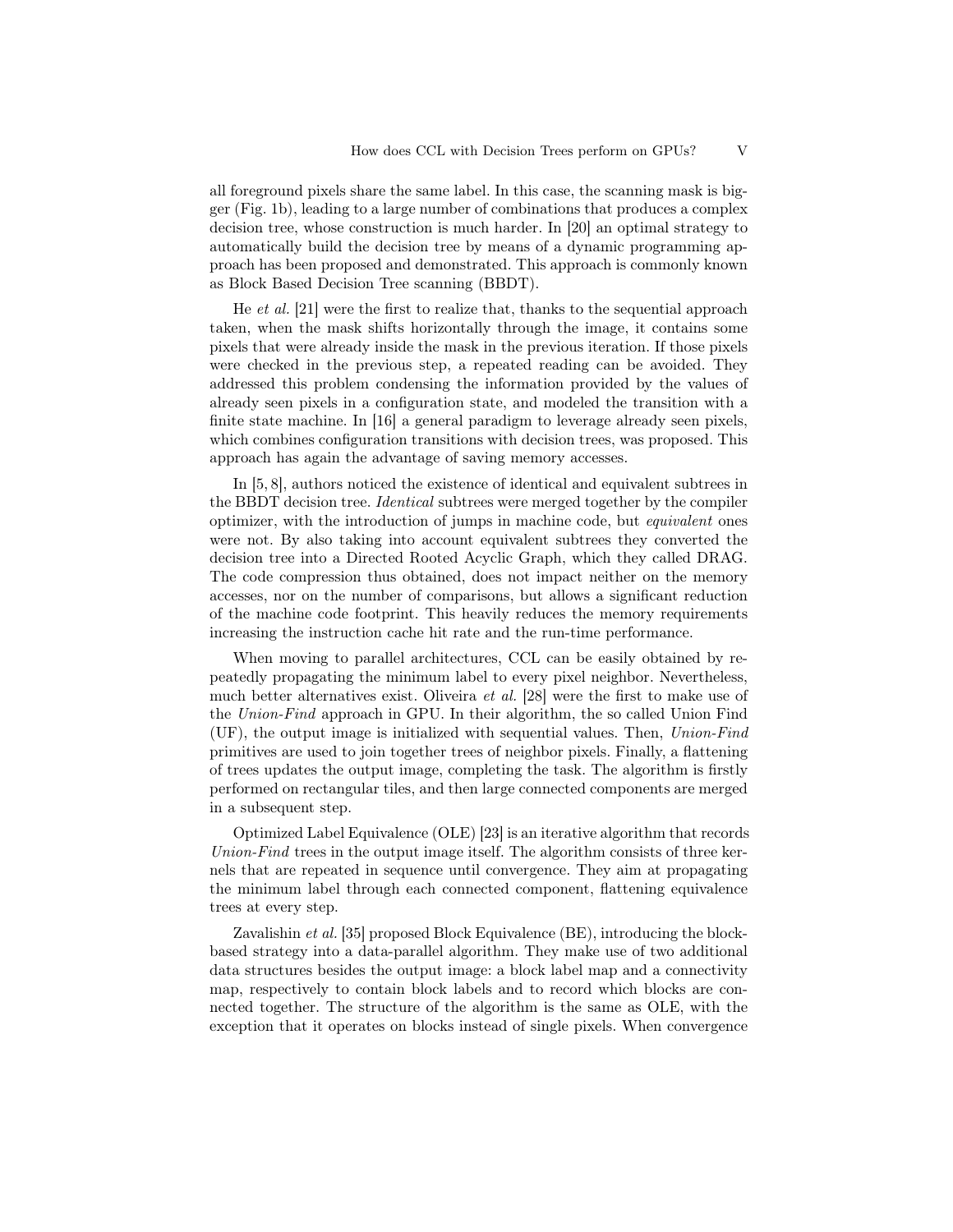all foreground pixels share the same label. In this case, the scanning mask is bigger (Fig. 1b), leading to a large number of combinations that produces a complex decision tree, whose construction is much harder. In [20] an optimal strategy to automatically build the decision tree by means of a dynamic programming approach has been proposed and demonstrated. This approach is commonly known as Block Based Decision Tree scanning (BBDT).

He *et al.* [21] were the first to realize that, thanks to the sequential approach taken, when the mask shifts horizontally through the image, it contains some pixels that were already inside the mask in the previous iteration. If those pixels were checked in the previous step, a repeated reading can be avoided. They addressed this problem condensing the information provided by the values of already seen pixels in a configuration state, and modeled the transition with a finite state machine. In [16] a general paradigm to leverage already seen pixels, which combines configuration transitions with decision trees, was proposed. This approach has again the advantage of saving memory accesses.

In [5, 8], authors noticed the existence of identical and equivalent subtrees in the BBDT decision tree. *Identical* subtrees were merged together by the compiler optimizer, with the introduction of jumps in machine code, but *equivalent* ones were not. By also taking into account equivalent subtrees they converted the decision tree into a Directed Rooted Acyclic Graph, which they called DRAG. The code compression thus obtained, does not impact neither on the memory accesses, nor on the number of comparisons, but allows a significant reduction of the machine code footprint. This heavily reduces the memory requirements increasing the instruction cache hit rate and the run-time performance.

When moving to parallel architectures, CCL can be easily obtained by repeatedly propagating the minimum label to every pixel neighbor. Nevertheless, much better alternatives exist. Oliveira *et al.* [28] were the first to make use of the *Union-Find* approach in GPU. In their algorithm, the so called Union Find (UF), the output image is initialized with sequential values. Then, *Union-Find* primitives are used to join together trees of neighbor pixels. Finally, a flattening of trees updates the output image, completing the task. The algorithm is firstly performed on rectangular tiles, and then large connected components are merged in a subsequent step.

Optimized Label Equivalence (OLE) [23] is an iterative algorithm that records *Union-Find* trees in the output image itself. The algorithm consists of three kernels that are repeated in sequence until convergence. They aim at propagating the minimum label through each connected component, flattening equivalence trees at every step.

Zavalishin *et al.* [35] proposed Block Equivalence (BE), introducing the block-based strategy into a data-parallel algorithm. They make use of two additional data structures besides the output image: a block label map and a connectivity map, respectively to contain block labels and to record which blocks are connected together. The structure of the algorithm is the same as OLE, with the exception that it operates on blocks instead of single pixels. When convergence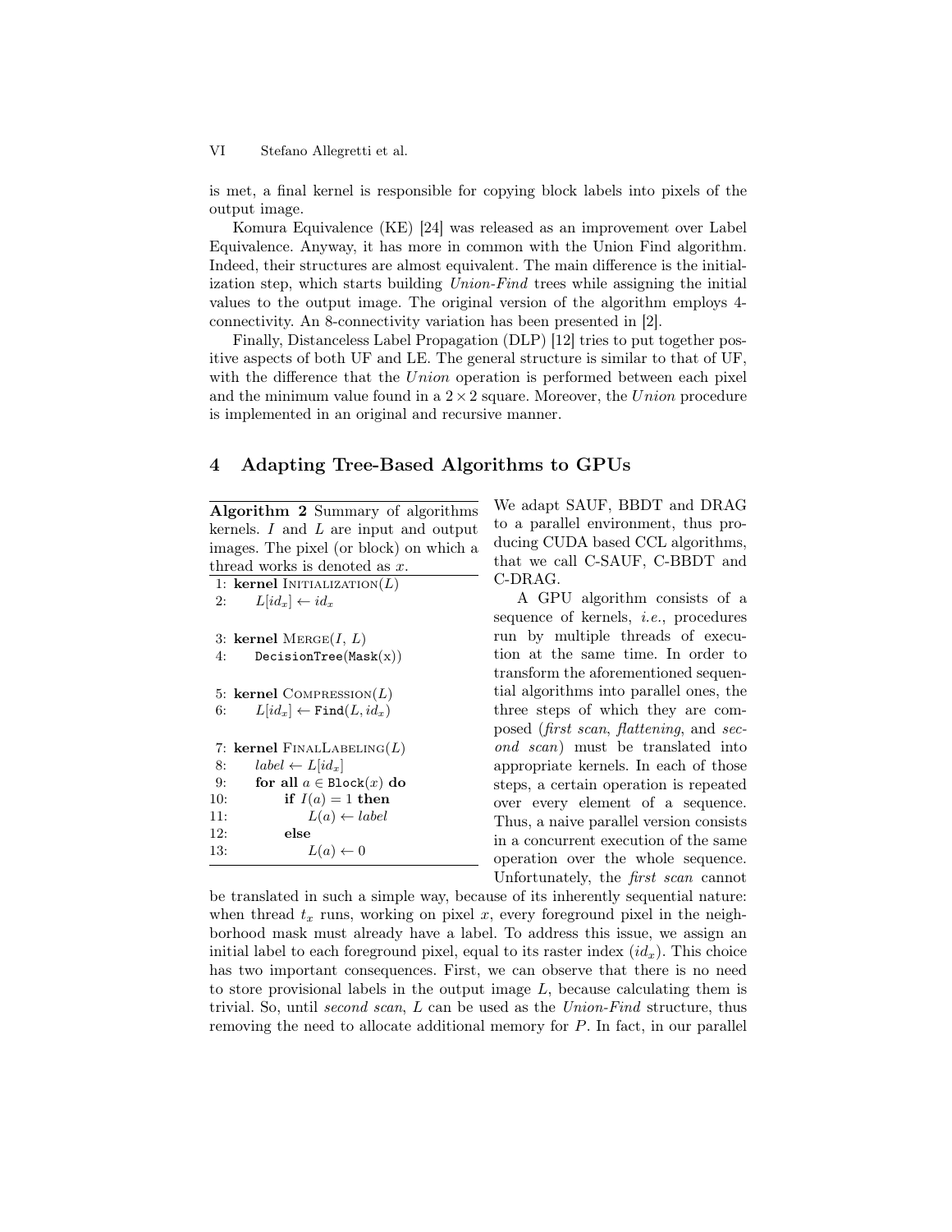is met, a final kernel is responsible for copying block labels into pixels of the output image.

Komura Equivalence (KE) [24] was released as an improvement over Label Equivalence. Anyway, it has more in common with the Union Find algorithm. Indeed, their structures are almost equivalent. The main difference is the initialization step, which starts building *Union-Find* trees while assigning the initial values to the output image. The original version of the algorithm employs 4-connectivity. An 8-connectivity variation has been presented in [2].

Finally, Distanceless Label Propagation (DLP) [12] tries to put together positive aspects of both UF and LE. The general structure is similar to that of UF, with the difference that the *Union* operation is performed between each pixel and the minimum value found in a $2 \times 2$ square. Moreover, the *Union* procedure is implemented in an original and recursive manner.

## 4 Adapting Tree-Based Algorithms to GPUs

**Algorithm 2** Summary of algorithms kernels. $I$ and $L$ are input and output images. The pixel (or block) on which a thread works is denoted as $x$.

```
 1: kernel Initialization(L)
 2:     L[id_x] ← id_x

 3: kernel Merge(I, L)
 4:     DecisionTree(Mask(x))

 5: kernel Compression(L)
 6:     L[id_x] ← Find(L, id_x)

 7: kernel FinalLabeling(L)
 8:     label ← L[id_x]
 9:     for all a ∈ Block(x) do
10:         if I(a) = 1 then
11:             L(a) ← label
12:         else
13:             L(a) ← 0
```

We adapt SAUF, BBDT and DRAG to a parallel environment, thus producing CUDA based CCL algorithms, that we call C-SAUF, C-BBDT and C-DRAG.

A GPU algorithm consists of a sequence of kernels, *i.e.*, procedures run by multiple threads of execution at the same time. In order to transform the aforementioned sequential algorithms into parallel ones, the three steps of which they are composed (*first scan*, *flattening*, and *second scan*) must be translated into appropriate kernels. In each of those steps, a certain operation is repeated over every element of a sequence. Thus, a naive parallel version consists in a concurrent execution of the same operation over the whole sequence. Unfortunately, the *first scan* cannot be translated in such a simple way, because of its inherently sequential nature: when thread $t_x$ runs, working on pixel $x$, every foreground pixel in the neighborhood mask must already have a label. To address this issue, we assign an initial label to each foreground pixel, equal to its raster index ($id_x$). This choice has two important consequences. First, we can observe that there is no need to store provisional labels in the output image $L$, because calculating them is trivial. So, until *second scan*, $L$ can be used as the *Union-Find* structure, thus removing the need to allocate additional memory for $P$. In fact, in our parallel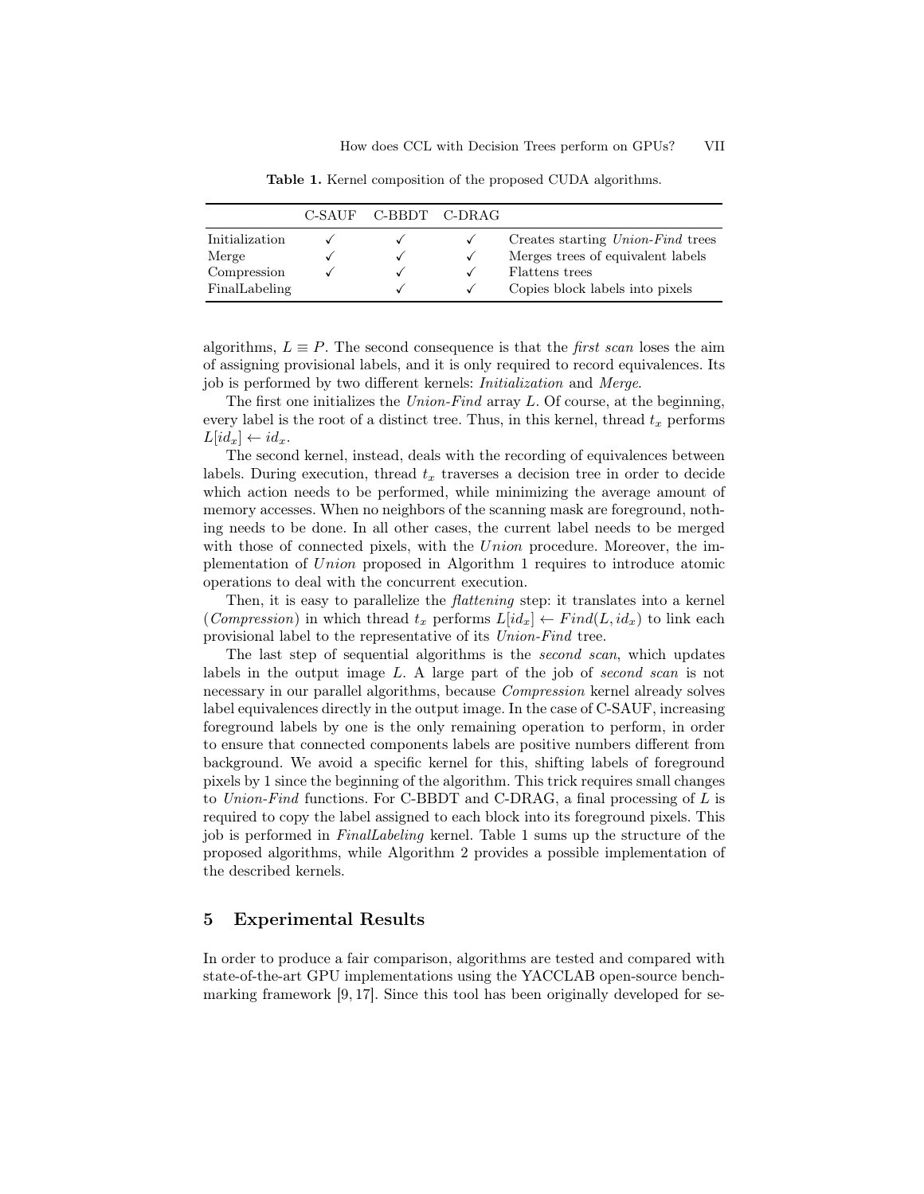**Table 1.** Kernel composition of the proposed CUDA algorithms.

| | C-SAUF | C-BBDT | C-DRAG | |
|---|---|---|---|---|
| Initialization | ✓ | ✓ | ✓ | Creates starting *Union-Find* trees |
| Merge | ✓ | ✓ | ✓ | Merges trees of equivalent labels |
| Compression | ✓ | ✓ | ✓ | Flattens trees |
| FinalLabeling | | ✓ | ✓ | Copies block labels into pixels |

algorithms, $L \equiv P$. The second consequence is that the *first scan* loses the aim of assigning provisional labels, and it is only required to record equivalences. Its job is performed by two different kernels: *Initialization* and *Merge*.

The first one initializes the *Union-Find* array $L$. Of course, at the beginning, every label is the root of a distinct tree. Thus, in this kernel, thread $t_x$ performs $L[id_x] \leftarrow id_x$.

The second kernel, instead, deals with the recording of equivalences between labels. During execution, thread $t_x$ traverses a decision tree in order to decide which action needs to be performed, while minimizing the average amount of memory accesses. When no neighbors of the scanning mask are foreground, nothing needs to be done. In all other cases, the current label needs to be merged with those of connected pixels, with the *Union* procedure. Moreover, the implementation of *Union* proposed in Algorithm 1 requires to introduce atomic operations to deal with the concurrent execution.

Then, it is easy to parallelize the *flattening* step: it translates into a kernel (*Compression*) in which thread $t_x$ performs $L[id_x] \leftarrow Find(L, id_x)$ to link each provisional label to the representative of its *Union-Find* tree.

The last step of sequential algorithms is the *second scan*, which updates labels in the output image $L$. A large part of the job of *second scan* is not necessary in our parallel algorithms, because *Compression* kernel already solves label equivalences directly in the output image. In the case of C-SAUF, increasing foreground labels by one is the only remaining operation to perform, in order to ensure that connected components labels are positive numbers different from background. We avoid a specific kernel for this, shifting labels of foreground pixels by 1 since the beginning of the algorithm. This trick requires small changes to *Union-Find* functions. For C-BBDT and C-DRAG, a final processing of $L$ is required to copy the label assigned to each block into its foreground pixels. This job is performed in *FinalLabeling* kernel. Table 1 sums up the structure of the proposed algorithms, while Algorithm 2 provides a possible implementation of the described kernels.

## 5 Experimental Results

In order to produce a fair comparison, algorithms are tested and compared with state-of-the-art GPU implementations using the YACCLAB open-source benchmarking framework [9, 17]. Since this tool has been originally developed for se-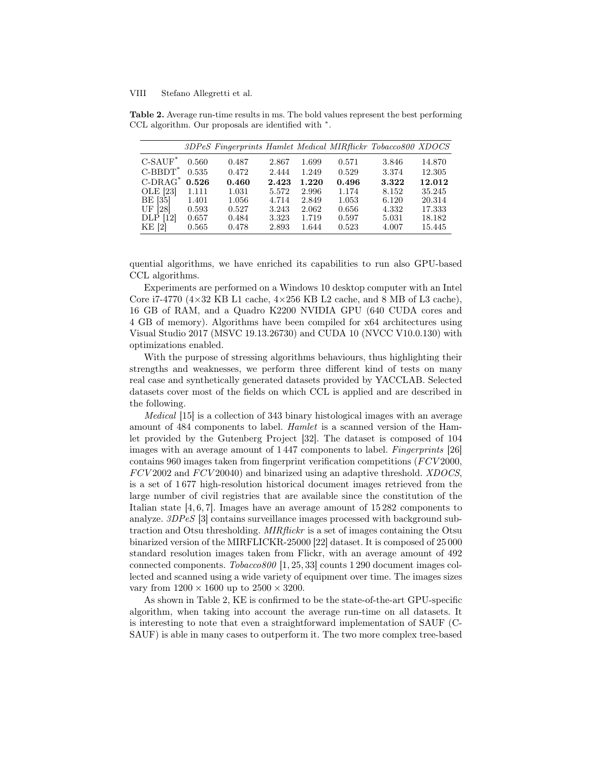**Table 2.** Average run-time results in ms. The bold values represent the best performing CCL algorithm. Our proposals are identified with *.

| | *3DPeS* | *Fingerprints* | *Hamlet* | *Medical* | *MIRflickr* | *Tobacco800* | *XDOCS* |
|---|---|---|---|---|---|---|---|
| C-SAUF* | 0.560 | 0.487 | 2.867 | 1.699 | 0.571 | 3.846 | 14.870 |
| C-BBDT* | 0.535 | 0.472 | 2.444 | 1.249 | 0.529 | 3.374 | 12.305 |
| C-DRAG* | **0.526** | **0.460** | **2.423** | **1.220** | **0.496** | **3.322** | **12.012** |
| OLE [23] | 1.111 | 1.031 | 5.572 | 2.996 | 1.174 | 8.152 | 35.245 |
| BE [35] | 1.401 | 1.056 | 4.714 | 2.849 | 1.053 | 6.120 | 20.314 |
| UF [28] | 0.593 | 0.527 | 3.243 | 2.062 | 0.656 | 4.332 | 17.333 |
| DLP [12] | 0.657 | 0.484 | 3.323 | 1.719 | 0.597 | 5.031 | 18.182 |
| KE [2] | 0.565 | 0.478 | 2.893 | 1.644 | 0.523 | 4.007 | 15.445 |

quential algorithms, we have enriched its capabilities to run also GPU-based CCL algorithms.

Experiments are performed on a Windows 10 desktop computer with an Intel Core i7-4770 (4×32 KB L1 cache, 4×256 KB L2 cache, and 8 MB of L3 cache), 16 GB of RAM, and a Quadro K2200 NVIDIA GPU (640 CUDA cores and 4 GB of memory). Algorithms have been compiled for x64 architectures using Visual Studio 2017 (MSVC 19.13.26730) and CUDA 10 (NVCC V10.0.130) with optimizations enabled.

With the purpose of stressing algorithms behaviours, thus highlighting their strengths and weaknesses, we perform three different kind of tests on many real case and synthetically generated datasets provided by YACCLAB. Selected datasets cover most of the fields on which CCL is applied and are described in the following.

*Medical* [15] is a collection of 343 binary histological images with an average amount of 484 components to label. *Hamlet* is a scanned version of the Hamlet provided by the Gutenberg Project [32]. The dataset is composed of 104 images with an average amount of 1 447 components to label. *Fingerprints* [26] contains 960 images taken from fingerprint verification competitions (*FCV*2000, *FCV*2002 and *FCV*20040) and binarized using an adaptive threshold. *XDOCS*, is a set of 1 677 high-resolution historical document images retrieved from the large number of civil registries that are available since the constitution of the Italian state [4, 6, 7]. Images have an average amount of 15 282 components to analyze. *3DPeS* [3] contains surveillance images processed with background subtraction and Otsu thresholding. *MIRflickr* is a set of images containing the Otsu binarized version of the MIRFLICKR-25000 [22] dataset. It is composed of 25 000 standard resolution images taken from Flickr, with an average amount of 492 connected components. *Tobacco800* [1, 25, 33] counts 1 290 document images collected and scanned using a wide variety of equipment over time. The images sizes vary from 1200 × 1600 up to 2500 × 3200.

As shown in Table 2, KE is confirmed to be the state-of-the-art GPU-specific algorithm, when taking into account the average run-time on all datasets. It is interesting to note that even a straightforward implementation of SAUF (C-SAUF) is able in many cases to outperform it. The two more complex tree-based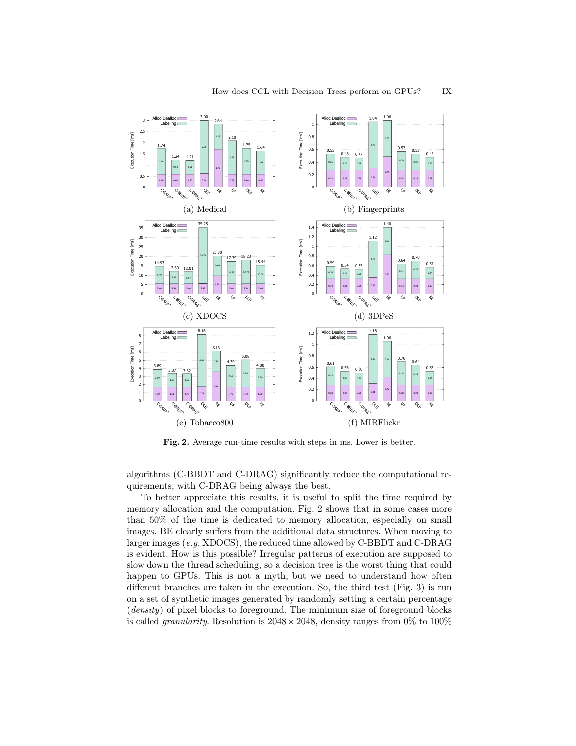(a) Medical

(b) Fingerprints

(c) XDOCS

(d) 3DPeS

(e) Tobacco800

(f) MIRFlickr

**Fig. 2.** Average run-time results with steps in ms. Lower is better.

algorithms (C-BBDT and C-DRAG) significantly reduce the computational requirements, with C-DRAG being always the best.

To better appreciate this results, it is useful to split the time required by memory allocation and the computation. Fig. 2 shows that in some cases more than 50% of the time is dedicated to memory allocation, especially on small images. BE clearly suffers from the additional data structures. When moving to larger images (*e.g.* XDOCS), the reduced time allowed by C-BBDT and C-DRAG is evident. How is this possible? Irregular patterns of execution are supposed to slow down the thread scheduling, so a decision tree is the worst thing that could happen to GPUs. This is not a myth, but we need to understand how often different branches are taken in the execution. So, the third test (Fig. 3) is run on a set of synthetic images generated by randomly setting a certain percentage (*density*) of pixel blocks to foreground. The minimum size of foreground blocks is called *granularity*. Resolution is $2048 \times 2048$, density ranges from 0% to 100%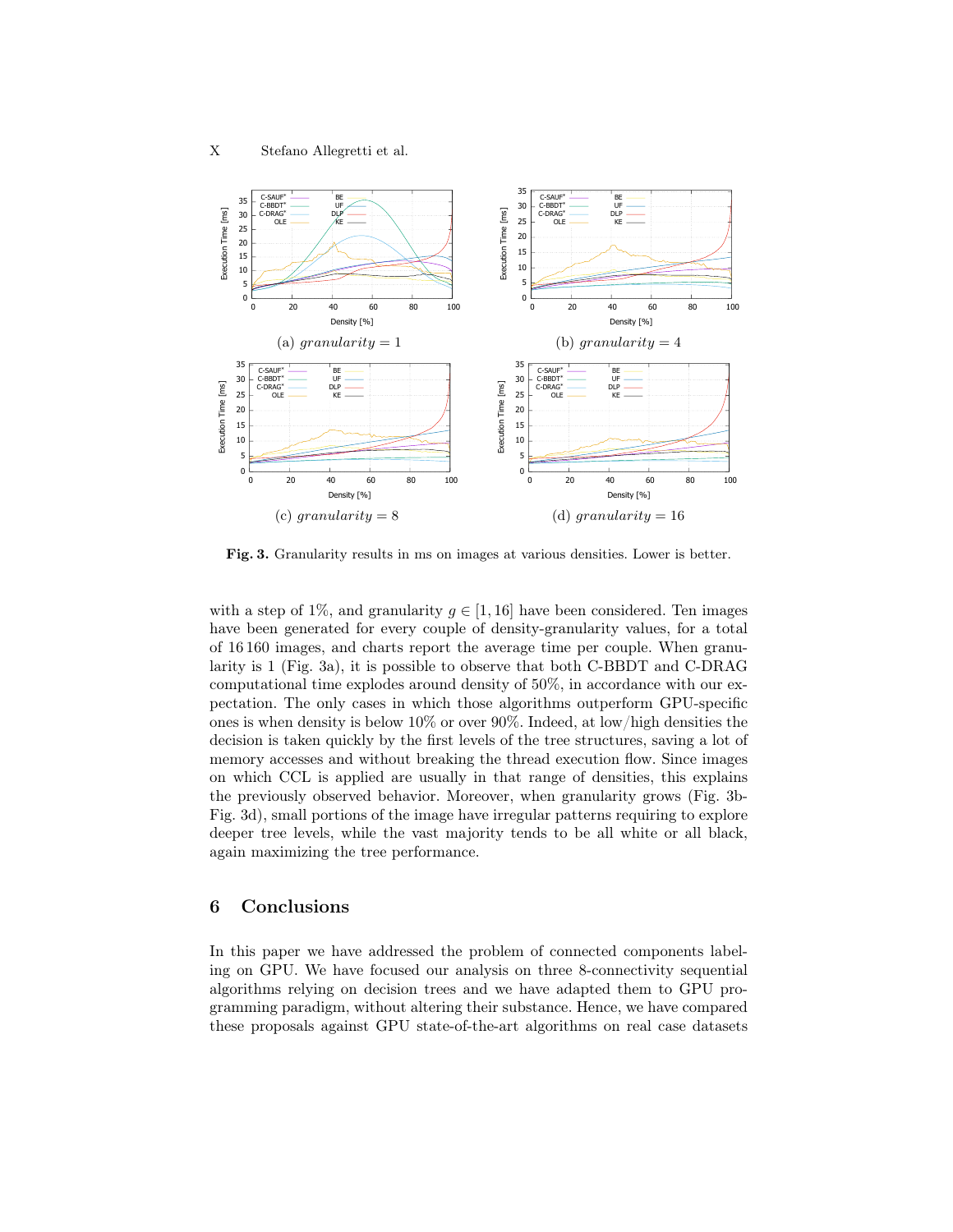(a) $granularity = 1$

(b) $granularity = 4$

(c) $granularity = 8$

(d) $granularity = 16$

**Fig. 3.** Granularity results in ms on images at various densities. Lower is better.

with a step of 1%, and granularity $g \in [1, 16]$ have been considered. Ten images have been generated for every couple of density-granularity values, for a total of 16 160 images, and charts report the average time per couple. When granularity is 1 (Fig. 3a), it is possible to observe that both C-BBDT and C-DRAG computational time explodes around density of 50%, in accordance with our expectation. The only cases in which those algorithms outperform GPU-specific ones is when density is below 10% or over 90%. Indeed, at low/high densities the decision is taken quickly by the first levels of the tree structures, saving a lot of memory accesses and without breaking the thread execution flow. Since images on which CCL is applied are usually in that range of densities, this explains the previously observed behavior. Moreover, when granularity grows (Fig. 3b-Fig. 3d), small portions of the image have irregular patterns requiring to explore deeper tree levels, while the vast majority tends to be all white or all black, again maximizing the tree performance.

## 6 Conclusions

In this paper we have addressed the problem of connected components labeling on GPU. We have focused our analysis on three 8-connectivity sequential algorithms relying on decision trees and we have adapted them to GPU programming paradigm, without altering their substance. Hence, we have compared these proposals against GPU state-of-the-art algorithms on real case datasets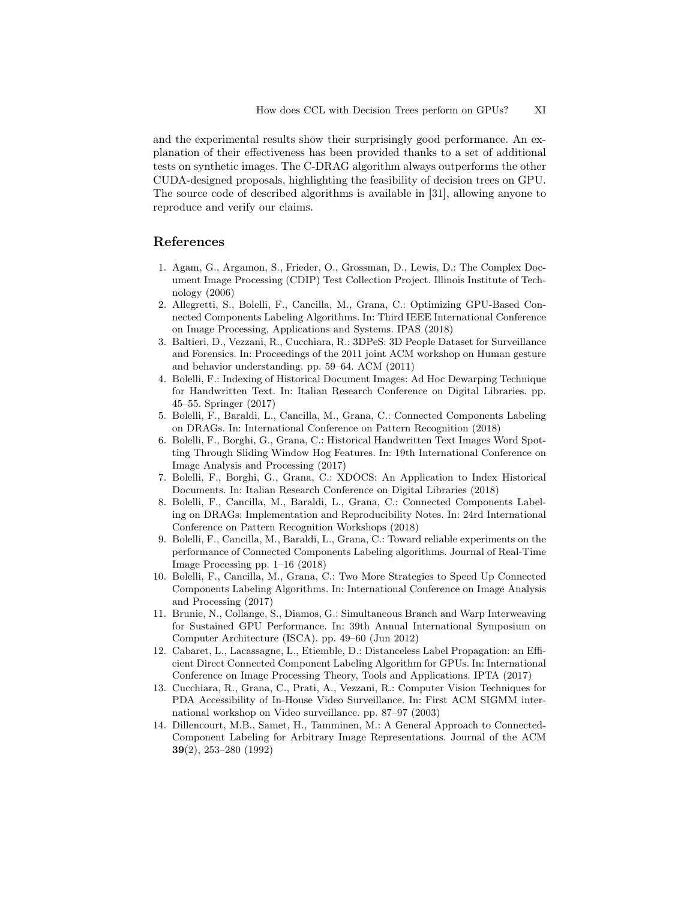and the experimental results show their surprisingly good performance. An explanation of their effectiveness has been provided thanks to a set of additional tests on synthetic images. The C-DRAG algorithm always outperforms the other CUDA-designed proposals, highlighting the feasibility of decision trees on GPU. The source code of described algorithms is available in [31], allowing anyone to reproduce and verify our claims.

## References

1. Agam, G., Argamon, S., Frieder, O., Grossman, D., Lewis, D.: The Complex Document Image Processing (CDIP) Test Collection Project. Illinois Institute of Technology (2006)
2. Allegretti, S., Bolelli, F., Cancilla, M., Grana, C.: Optimizing GPU-Based Connected Components Labeling Algorithms. In: Third IEEE International Conference on Image Processing, Applications and Systems. IPAS (2018)
3. Baltieri, D., Vezzani, R., Cucchiara, R.: 3DPeS: 3D People Dataset for Surveillance and Forensics. In: Proceedings of the 2011 joint ACM workshop on Human gesture and behavior understanding. pp. 59–64. ACM (2011)
4. Bolelli, F.: Indexing of Historical Document Images: Ad Hoc Dewarping Technique for Handwritten Text. In: Italian Research Conference on Digital Libraries. pp. 45–55. Springer (2017)
5. Bolelli, F., Baraldi, L., Cancilla, M., Grana, C.: Connected Components Labeling on DRAGs. In: International Conference on Pattern Recognition (2018)
6. Bolelli, F., Borghi, G., Grana, C.: Historical Handwritten Text Images Word Spotting Through Sliding Window Hog Features. In: 19th International Conference on Image Analysis and Processing (2017)
7. Bolelli, F., Borghi, G., Grana, C.: XDOCS: An Application to Index Historical Documents. In: Italian Research Conference on Digital Libraries (2018)
8. Bolelli, F., Cancilla, M., Baraldi, L., Grana, C.: Connected Components Labeling on DRAGs: Implementation and Reproducibility Notes. In: 24rd International Conference on Pattern Recognition Workshops (2018)
9. Bolelli, F., Cancilla, M., Baraldi, L., Grana, C.: Toward reliable experiments on the performance of Connected Components Labeling algorithms. Journal of Real-Time Image Processing pp. 1–16 (2018)
10. Bolelli, F., Cancilla, M., Grana, C.: Two More Strategies to Speed Up Connected Components Labeling Algorithms. In: International Conference on Image Analysis and Processing (2017)
11. Brunie, N., Collange, S., Diamos, G.: Simultaneous Branch and Warp Interweaving for Sustained GPU Performance. In: 39th Annual International Symposium on Computer Architecture (ISCA). pp. 49–60 (Jun 2012)
12. Cabaret, L., Lacassagne, L., Etiemble, D.: Distanceless Label Propagation: an Efficient Direct Connected Component Labeling Algorithm for GPUs. In: International Conference on Image Processing Theory, Tools and Applications. IPTA (2017)
13. Cucchiara, R., Grana, C., Prati, A., Vezzani, R.: Computer Vision Techniques for PDA Accessibility of In-House Video Surveillance. In: First ACM SIGMM international workshop on Video surveillance. pp. 87–97 (2003)
14. Dillencourt, M.B., Samet, H., Tamminen, M.: A General Approach to Connected-Component Labeling for Arbitrary Image Representations. Journal of the ACM **39**(2), 253–280 (1992)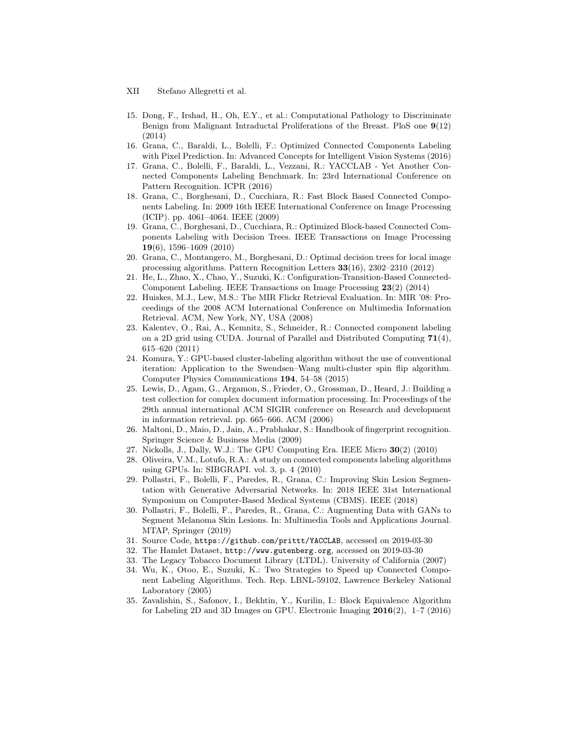15. Dong, F., Irshad, H., Oh, E.Y., et al.: Computational Pathology to Discriminate Benign from Malignant Intraductal Proliferations of the Breast. PloS one **9**(12) (2014)
16. Grana, C., Baraldi, L., Bolelli, F.: Optimized Connected Components Labeling with Pixel Prediction. In: Advanced Concepts for Intelligent Vision Systems (2016)
17. Grana, C., Bolelli, F., Baraldi, L., Vezzani, R.: YACCLAB - Yet Another Connected Components Labeling Benchmark. In: 23rd International Conference on Pattern Recognition. ICPR (2016)
18. Grana, C., Borghesani, D., Cucchiara, R.: Fast Block Based Connected Components Labeling. In: 2009 16th IEEE International Conference on Image Processing (ICIP). pp. 4061–4064. IEEE (2009)
19. Grana, C., Borghesani, D., Cucchiara, R.: Optimized Block-based Connected Components Labeling with Decision Trees. IEEE Transactions on Image Processing **19**(6), 1596–1609 (2010)
20. Grana, C., Montangero, M., Borghesani, D.: Optimal decision trees for local image processing algorithms. Pattern Recognition Letters **33**(16), 2302–2310 (2012)
21. He, L., Zhao, X., Chao, Y., Suzuki, K.: Configuration-Transition-Based Connected-Component Labeling. IEEE Transactions on Image Processing **23**(2) (2014)
22. Huiskes, M.J., Lew, M.S.: The MIR Flickr Retrieval Evaluation. In: MIR '08: Proceedings of the 2008 ACM International Conference on Multimedia Information Retrieval. ACM, New York, NY, USA (2008)
23. Kalentev, O., Rai, A., Kemnitz, S., Schneider, R.: Connected component labeling on a 2D grid using CUDA. Journal of Parallel and Distributed Computing **71**(4), 615–620 (2011)
24. Komura, Y.: GPU-based cluster-labeling algorithm without the use of conventional iteration: Application to the Swendsen–Wang multi-cluster spin flip algorithm. Computer Physics Communications **194**, 54–58 (2015)
25. Lewis, D., Agam, G., Argamon, S., Frieder, O., Grossman, D., Heard, J.: Building a test collection for complex document information processing. In: Proceedings of the 29th annual international ACM SIGIR conference on Research and development in information retrieval. pp. 665–666. ACM (2006)
26. Maltoni, D., Maio, D., Jain, A., Prabhakar, S.: Handbook of fingerprint recognition. Springer Science & Business Media (2009)
27. Nickolls, J., Dally, W.J.: The GPU Computing Era. IEEE Micro **30**(2) (2010)
28. Oliveira, V.M., Lotufo, R.A.: A study on connected components labeling algorithms using GPUs. In: SIBGRAPI. vol. 3, p. 4 (2010)
29. Pollastri, F., Bolelli, F., Paredes, R., Grana, C.: Improving Skin Lesion Segmentation with Generative Adversarial Networks. In: 2018 IEEE 31st International Symposium on Computer-Based Medical Systems (CBMS). IEEE (2018)
30. Pollastri, F., Bolelli, F., Paredes, R., Grana, C.: Augmenting Data with GANs to Segment Melanoma Skin Lesions. In: Multimedia Tools and Applications Journal. MTAP, Springer (2019)
31. Source Code, `https://github.com/prittt/YACCLAB`, accessed on 2019-03-30
32. The Hamlet Dataset, `http://www.gutenberg.org`, accessed on 2019-03-30
33. The Legacy Tobacco Document Library (LTDL). University of California (2007)
34. Wu, K., Otoo, E., Suzuki, K.: Two Strategies to Speed up Connected Component Labeling Algorithms. Tech. Rep. LBNL-59102, Lawrence Berkeley National Laboratory (2005)
35. Zavalishin, S., Safonov, I., Bekhtin, Y., Kurilin, I.: Block Equivalence Algorithm for Labeling 2D and 3D Images on GPU. Electronic Imaging **2016**(2), 1–7 (2016)